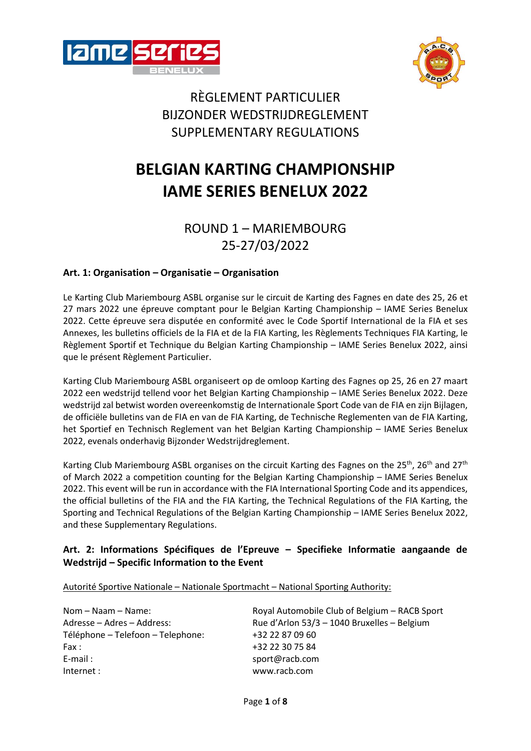RÈGLEMENT PARTICULIER
BIJZONDER WEDSTRIJDREGLEMENT
SUPPLEMENTARY REGULATIONS

# BELGIAN KARTING CHAMPIONSHIP IAME SERIES BENELUX 2022

## ROUND 1 – MARIEMBOURG 25-27/03/2022

### Art. 1: Organisation – Organisatie – Organisation

Le Karting Club Mariembourg ASBL organise sur le circuit de Karting des Fagnes en date des 25, 26 et 27 mars 2022 une épreuve comptant pour le Belgian Karting Championship – IAME Series Benelux 2022. Cette épreuve sera disputée en conformité avec le Code Sportif International de la FIA et ses Annexes, les bulletins officiels de la FIA et de la FIA Karting, les Règlements Techniques FIA Karting, le Règlement Sportif et Technique du Belgian Karting Championship – IAME Series Benelux 2022, ainsi que le présent Règlement Particulier.

Karting Club Mariembourg ASBL organiseert op de omloop Karting des Fagnes op 25, 26 en 27 maart 2022 een wedstrijd tellend voor het Belgian Karting Championship – IAME Series Benelux 2022. Deze wedstrijd zal betwist worden overeenkomstig de Internationale Sport Code van de FIA en zijn Bijlagen, de officiële bulletins van de FIA en van de FIA Karting, de Technische Reglementen van de FIA Karting, het Sportief en Technisch Reglement van het Belgian Karting Championship – IAME Series Benelux 2022, evenals onderhavig Bijzonder Wedstrijdreglement.

Karting Club Mariembourg ASBL organises on the circuit Karting des Fagnes on the 25th, 26th and 27th of March 2022 a competition counting for the Belgian Karting Championship – IAME Series Benelux 2022. This event will be run in accordance with the FIA International Sporting Code and its appendices, the official bulletins of the FIA and the FIA Karting, the Technical Regulations of the FIA Karting, the Sporting and Technical Regulations of the Belgian Karting Championship – IAME Series Benelux 2022, and these Supplementary Regulations.

### Art. 2: Informations Spécifiques de l'Epreuve – Specifieke Informatie aangaande de Wedstrijd – Specific Information to the Event

Autorité Sportive Nationale – Nationale Sportmacht – National Sporting Authority:

| | |
|---|---|
| Nom – Naam – Name: | Royal Automobile Club of Belgium – RACB Sport |
| Adresse – Adres – Address: | Rue d'Arlon 53/3 – 1040 Bruxelles – Belgium |
| Téléphone – Telefoon – Telephone: | +32 22 87 09 60 |
| Fax : | +32 22 30 75 84 |
| E-mail : | sport@racb.com |
| Internet : | www.racb.com |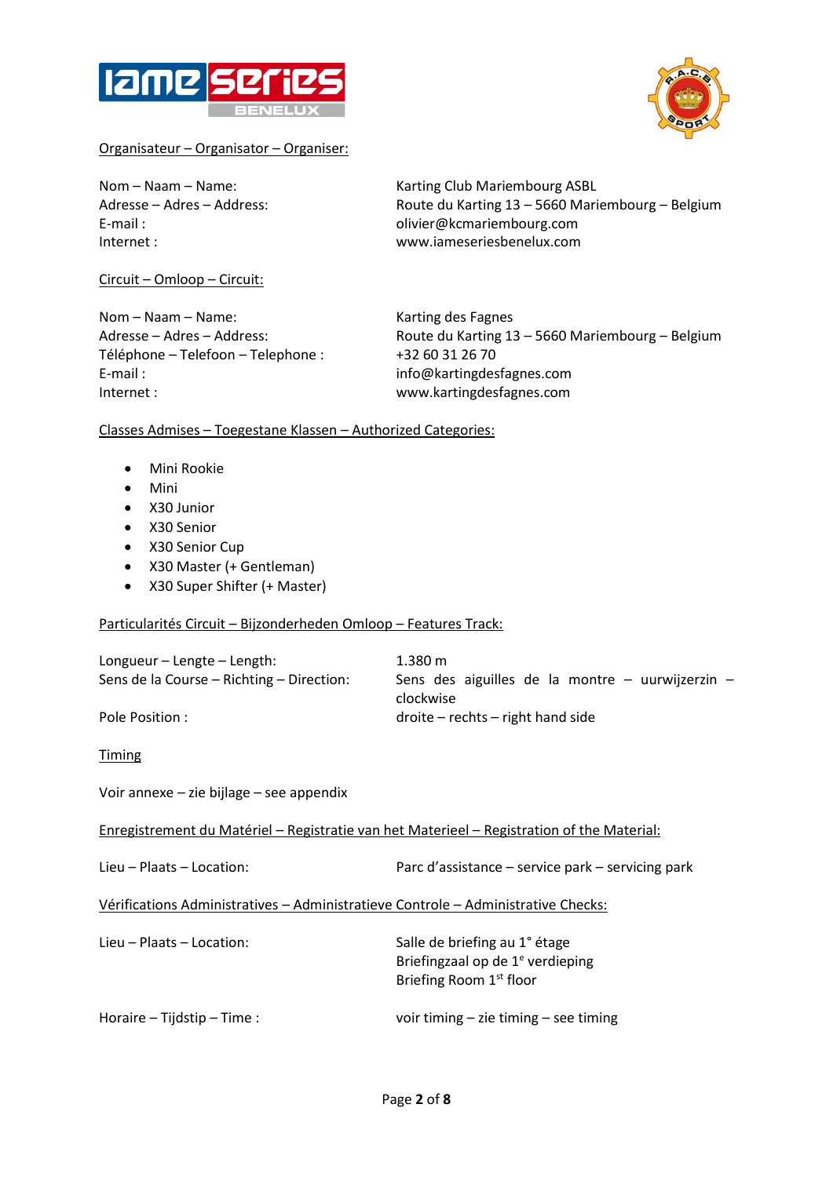## Organisateur – Organisator – Organiser:

| | |
|---|---|
| Nom – Naam – Name: | Karting Club Mariembourg ASBL |
| Adresse – Adres – Address: | Route du Karting 13 – 5660 Mariembourg – Belgium |
| E-mail : | olivier@kcmariembourg.com |
| Internet : | www.iameseriesbenelux.com |

## Circuit – Omloop – Circuit:

| | |
|---|---|
| Nom – Naam – Name: | Karting des Fagnes |
| Adresse – Adres – Address: | Route du Karting 13 – 5660 Mariembourg – Belgium |
| Téléphone – Telefoon – Telephone : | +32 60 31 26 70 |
| E-mail : | info@kartingdesfagnes.com |
| Internet : | www.kartingdesfagnes.com |

## Classes Admises – Toegestane Klassen – Authorized Categories:

- Mini Rookie
- Mini
- X30 Junior
- X30 Senior
- X30 Senior Cup
- X30 Master (+ Gentleman)
- X30 Super Shifter (+ Master)

## Particularités Circuit – Bijzonderheden Omloop – Features Track:

| | |
|---|---|
| Longueur – Lengte – Length: | 1.380 m |
| Sens de la Course – Richting – Direction: | Sens des aiguilles de la montre – uurwijzerzin – clockwise |
| Pole Position : | droite – rechts – right hand side |

## Timing

Voir annexe – zie bijlage – see appendix

## Enregistrement du Matériel – Registratie van het Materieel – Registration of the Material:

| | |
|---|---|
| Lieu – Plaats – Location: | Parc d'assistance – service park – servicing park |

## Vérifications Administratives – Administratieve Controle – Administrative Checks:

| | |
|---|---|
| Lieu – Plaats – Location: | Salle de briefing au 1° étage<br>Briefingzaal op de 1e verdieping<br>Briefing Room 1st floor |
| Horaire – Tijdstip – Time : | voir timing – zie timing – see timing |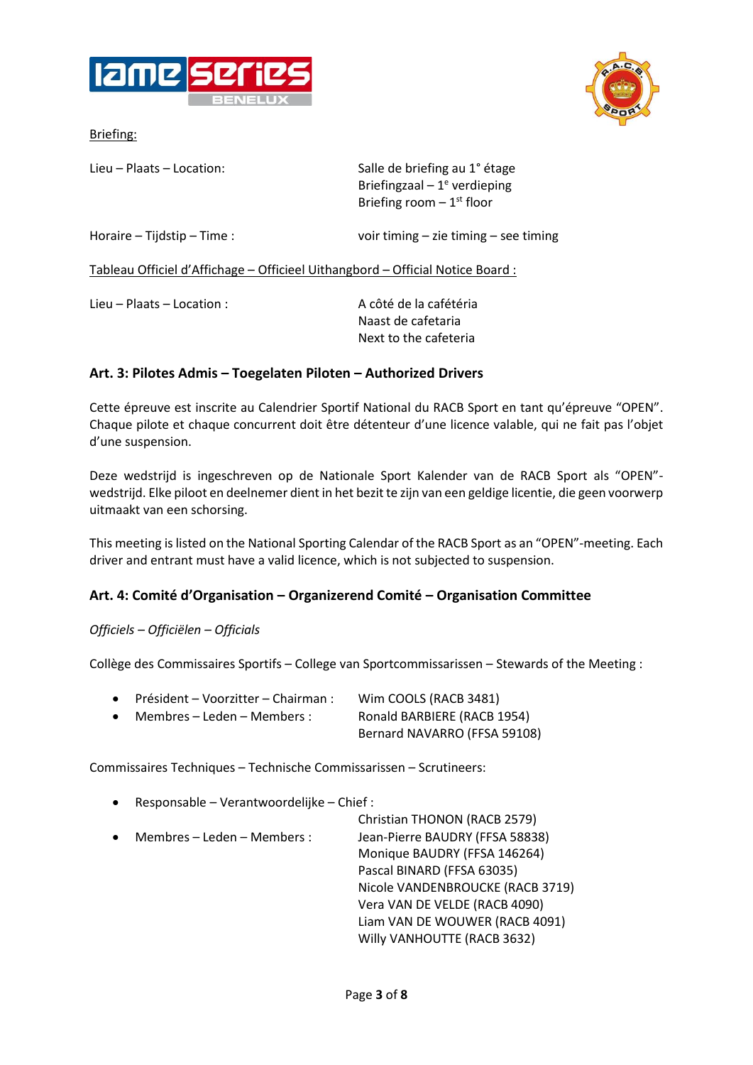Briefing:

Lieu – Plaats – Location: Salle de briefing au 1° étage
Briefingzaal – 1e verdieping
Briefing room – 1st floor

Horaire – Tijdstip – Time : voir timing – zie timing – see timing

Tableau Officiel d'Affichage – Officieel Uithangbord – Official Notice Board :

Lieu – Plaats – Location : A côté de la cafétéria
Naast de cafetaria
Next to the cafeteria

## Art. 3: Pilotes Admis – Toegelaten Piloten – Authorized Drivers

Cette épreuve est inscrite au Calendrier Sportif National du RACB Sport en tant qu'épreuve "OPEN". Chaque pilote et chaque concurrent doit être détenteur d'une licence valable, qui ne fait pas l'objet d'une suspension.

Deze wedstrijd is ingeschreven op de Nationale Sport Kalender van de RACB Sport als "OPEN"-wedstrijd. Elke piloot en deelnemer dient in het bezit te zijn van een geldige licentie, die geen voorwerp uitmaakt van een schorsing.

This meeting is listed on the National Sporting Calendar of the RACB Sport as an "OPEN"-meeting. Each driver and entrant must have a valid licence, which is not subjected to suspension.

## Art. 4: Comité d'Organisation – Organizerend Comité – Organisation Committee

*Officiels – Officiëlen – Officials*

Collège des Commissaires Sportifs – College van Sportcommissarissen – Stewards of the Meeting :

- Président – Voorzitter – Chairman : Wim COOLS (RACB 3481)
- Membres – Leden – Members : Ronald BARBIERE (RACB 1954)
  Bernard NAVARRO (FFSA 59108)

Commissaires Techniques – Technische Commissarissen – Scrutineers:

- Responsable – Verantwoordelijke – Chief :
  Christian THONON (RACB 2579)
- Membres – Leden – Members : Jean-Pierre BAUDRY (FFSA 58838)
  Monique BAUDRY (FFSA 146264)
  Pascal BINARD (FFSA 63035)
  Nicole VANDENBROUCKE (RACB 3719)
  Vera VAN DE VELDE (RACB 4090)
  Liam VAN DE WOUWER (RACB 4091)
  Willy VANHOUTTE (RACB 3632)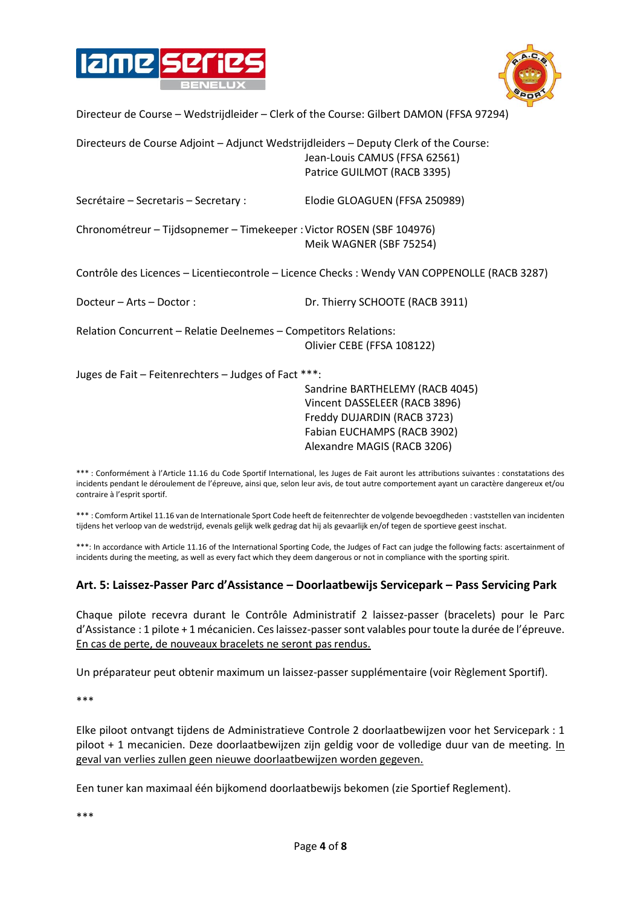Directeur de Course – Wedstrijdleider – Clerk of the Course: Gilbert DAMON (FFSA 97294)

Directeurs de Course Adjoint – Adjunct Wedstrijdleiders – Deputy Clerk of the Course:
Jean-Louis CAMUS (FFSA 62561)
Patrice GUILMOT (RACB 3395)

Secrétaire – Secretaris – Secretary : Elodie GLOAGUEN (FFSA 250989)

Chronométreur – Tijdsopnemer – Timekeeper : Victor ROSEN (SBF 104976)
Meik WAGNER (SBF 75254)

Contrôle des Licences – Licentiecontrole – Licence Checks : Wendy VAN COPPENOLLE (RACB 3287)

Docteur – Arts – Doctor : Dr. Thierry SCHOOTE (RACB 3911)

Relation Concurrent – Relatie Deelnemes – Competitors Relations:
Olivier CEBE (FFSA 108122)

Juges de Fait – Feitenrechters – Judges of Fact ***:
Sandrine BARTHELEMY (RACB 4045)
Vincent DASSELEER (RACB 3896)
Freddy DUJARDIN (RACB 3723)
Fabian EUCHAMPS (RACB 3902)
Alexandre MAGIS (RACB 3206)

*** : Conformément à l'Article 11.16 du Code Sportif International, les Juges de Fait auront les attributions suivantes : constatations des incidents pendant le déroulement de l'épreuve, ainsi que, selon leur avis, de tout autre comportement ayant un caractère dangereux et/ou contraire à l'esprit sportif.

*** : Comform Artikel 11.16 van de Internationale Sport Code heeft de feitenrechter de volgende bevoegdheden : vaststellen van incidenten tijdens het verloop van de wedstrijd, evenals gelijk welk gedrag dat hij als gevaarlijk en/of tegen de sportieve geest inschat.

***: In accordance with Article 11.16 of the International Sporting Code, the Judges of Fact can judge the following facts: ascertainment of incidents during the meeting, as well as every fact which they deem dangerous or not in compliance with the sporting spirit.

## Art. 5: Laissez-Passer Parc d'Assistance – Doorlaatbewijs Servicepark – Pass Servicing Park

Chaque pilote recevra durant le Contrôle Administratif 2 laissez-passer (bracelets) pour le Parc d'Assistance : 1 pilote + 1 mécanicien. Ces laissez-passer sont valables pour toute la durée de l'épreuve. <u>En cas de perte, de nouveaux bracelets ne seront pas rendus.</u>

Un préparateur peut obtenir maximum un laissez-passer supplémentaire (voir Règlement Sportif).

***

Elke piloot ontvangt tijdens de Administratieve Controle 2 doorlaatbewijzen voor het Servicepark : 1 piloot + 1 mecanicien. Deze doorlaatbewijzen zijn geldig voor de volledige duur van de meeting. <u>In geval van verlies zullen geen nieuwe doorlaatbewijzen worden gegeven.</u>

Een tuner kan maximaal één bijkomend doorlaatbewijs bekomen (zie Sportief Reglement).

***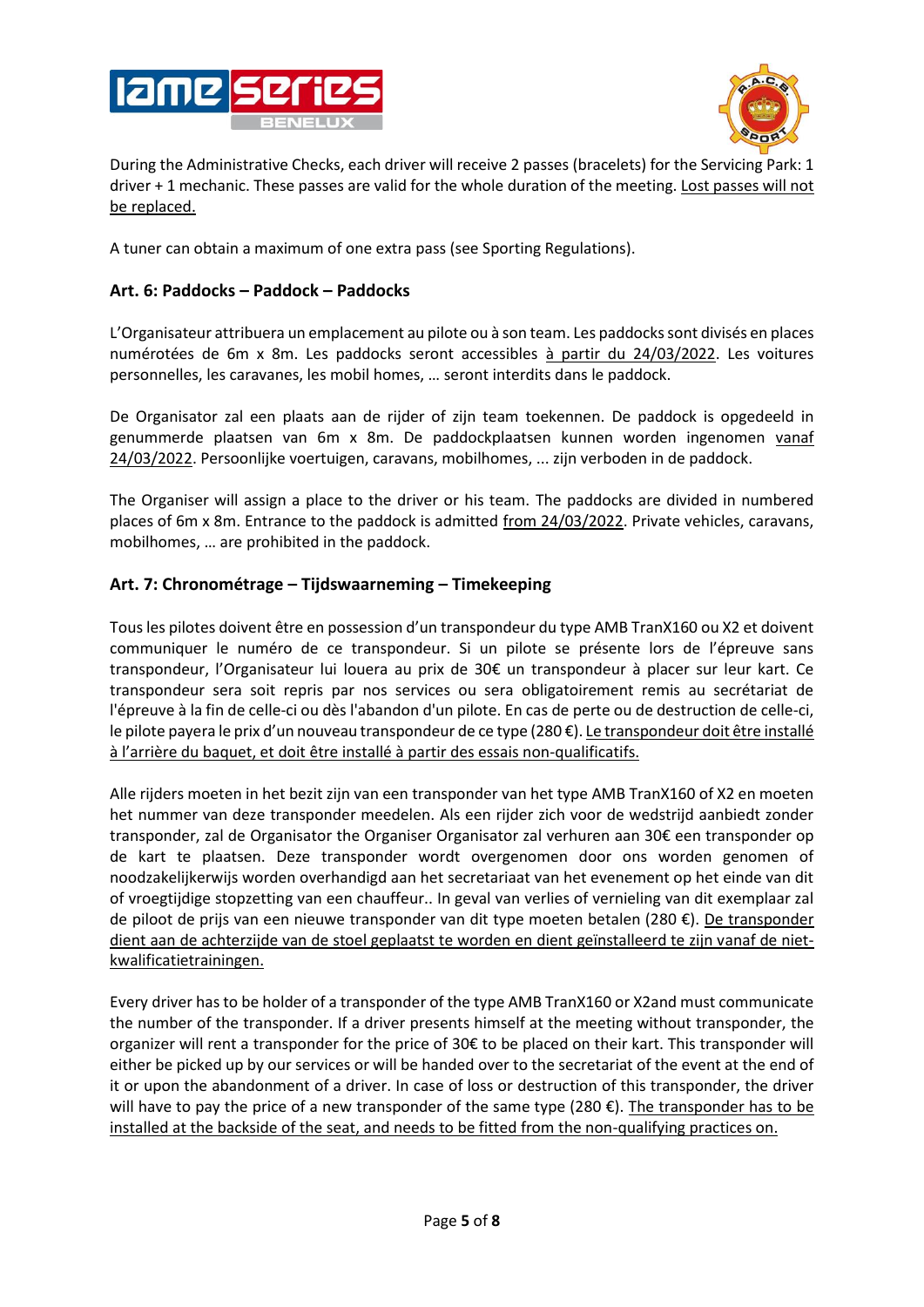During the Administrative Checks, each driver will receive 2 passes (bracelets) for the Servicing Park: 1 driver + 1 mechanic. These passes are valid for the whole duration of the meeting. <u>Lost passes will not be replaced.</u>

A tuner can obtain a maximum of one extra pass (see Sporting Regulations).

### Art. 6: Paddocks – Paddock – Paddocks

L'Organisateur attribuera un emplacement au pilote ou à son team. Les paddocks sont divisés en places numérotées de 6m x 8m. Les paddocks seront accessibles <u>à partir du 24/03/2022</u>. Les voitures personnelles, les caravanes, les mobil homes, … seront interdits dans le paddock.

De Organisator zal een plaats aan de rijder of zijn team toekennen. De paddock is opgedeeld in genummerde plaatsen van 6m x 8m. De paddockplaatsen kunnen worden ingenomen <u>vanaf 24/03/2022</u>. Persoonlijke voertuigen, caravans, mobilhomes, ... zijn verboden in de paddock.

The Organiser will assign a place to the driver or his team. The paddocks are divided in numbered places of 6m x 8m. Entrance to the paddock is admitted <u>from 24/03/2022</u>. Private vehicles, caravans, mobilhomes, … are prohibited in the paddock.

### Art. 7: Chronométrage – Tijdswaarneming – Timekeeping

Tous les pilotes doivent être en possession d'un transpondeur du type AMB TranX160 ou X2 et doivent communiquer le numéro de ce transpondeur. Si un pilote se présente lors de l'épreuve sans transpondeur, l'Organisateur lui louera au prix de 30€ un transpondeur à placer sur leur kart. Ce transpondeur sera soit repris par nos services ou sera obligatoirement remis au secrétariat de l'épreuve à la fin de celle-ci ou dès l'abandon d'un pilote. En cas de perte ou de destruction de celle-ci, le pilote payera le prix d'un nouveau transpondeur de ce type (280 €). <u>Le transpondeur doit être installé à l'arrière du baquet, et doit être installé à partir des essais non-qualificatifs.</u>

Alle rijders moeten in het bezit zijn van een transponder van het type AMB TranX160 of X2 en moeten het nummer van deze transponder meedelen. Als een rijder zich voor de wedstrijd aanbiedt zonder transponder, zal de Organisator the Organiser Organisator zal verhuren aan 30€ een transponder op de kart te plaatsen. Deze transponder wordt overgenomen door ons worden genomen of noodzakelijkerwijs worden overhandigd aan het secretariaat van het evenement op het einde van dit of vroegtijdige stopzetting van een chauffeur.. In geval van verlies of vernieling van dit exemplaar zal de piloot de prijs van een nieuwe transponder van dit type moeten betalen (280 €). <u>De transponder dient aan de achterzijde van de stoel geplaatst te worden en dient geïnstalleerd te zijn vanaf de niet-kwalificatietrainingen.</u>

Every driver has to be holder of a transponder of the type AMB TranX160 or X2and must communicate the number of the transponder. If a driver presents himself at the meeting without transponder, the organizer will rent a transponder for the price of 30€ to be placed on their kart. This transponder will either be picked up by our services or will be handed over to the secretariat of the event at the end of it or upon the abandonment of a driver. In case of loss or destruction of this transponder, the driver will have to pay the price of a new transponder of the same type (280 €). <u>The transponder has to be installed at the backside of the seat, and needs to be fitted from the non-qualifying practices on.</u>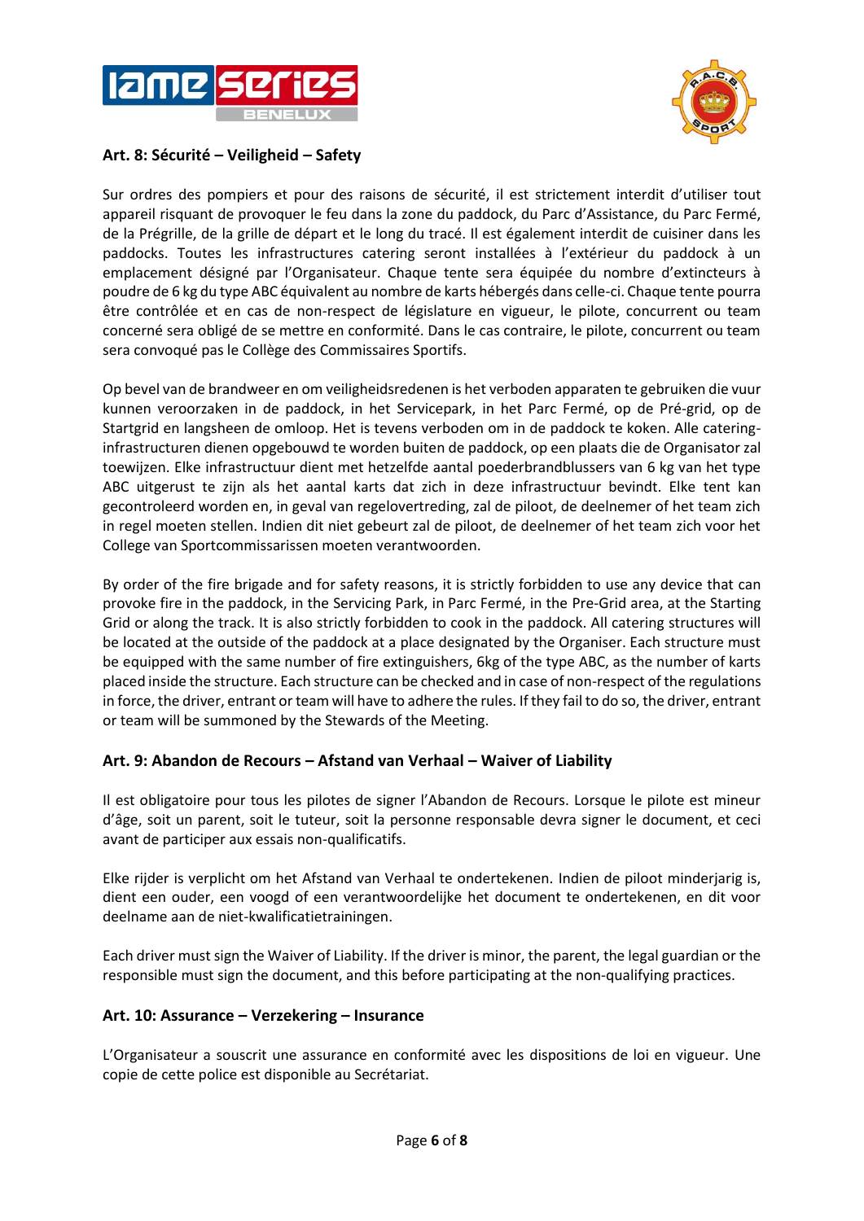## Art. 8: Sécurité – Veiligheid – Safety

Sur ordres des pompiers et pour des raisons de sécurité, il est strictement interdit d'utiliser tout appareil risquant de provoquer le feu dans la zone du paddock, du Parc d'Assistance, du Parc Fermé, de la Prégrille, de la grille de départ et le long du tracé. Il est également interdit de cuisiner dans les paddocks. Toutes les infrastructures catering seront installées à l'extérieur du paddock à un emplacement désigné par l'Organisateur. Chaque tente sera équipée du nombre d'extincteurs à poudre de 6 kg du type ABC équivalent au nombre de karts hébergés dans celle-ci. Chaque tente pourra être contrôlée et en cas de non-respect de législature en vigueur, le pilote, concurrent ou team concerné sera obligé de se mettre en conformité. Dans le cas contraire, le pilote, concurrent ou team sera convoqué pas le Collège des Commissaires Sportifs.

Op bevel van de brandweer en om veiligheidsredenen is het verboden apparaten te gebruiken die vuur kunnen veroorzaken in de paddock, in het Servicepark, in het Parc Fermé, op de Pré-grid, op de Startgrid en langsheen de omloop. Het is tevens verboden om in de paddock te koken. Alle catering-infrastructuren dienen opgebouwd te worden buiten de paddock, op een plaats die de Organisator zal toewijzen. Elke infrastructuur dient met hetzelfde aantal poederbrandblussers van 6 kg van het type ABC uitgerust te zijn als het aantal karts dat zich in deze infrastructuur bevindt. Elke tent kan gecontroleerd worden en, in geval van regelovertreding, zal de piloot, de deelnemer of het team zich in regel moeten stellen. Indien dit niet gebeurt zal de piloot, de deelnemer of het team zich voor het College van Sportcommissarissen moeten verantwoorden.

By order of the fire brigade and for safety reasons, it is strictly forbidden to use any device that can provoke fire in the paddock, in the Servicing Park, in Parc Fermé, in the Pre-Grid area, at the Starting Grid or along the track. It is also strictly forbidden to cook in the paddock. All catering structures will be located at the outside of the paddock at a place designated by the Organiser. Each structure must be equipped with the same number of fire extinguishers, 6kg of the type ABC, as the number of karts placed inside the structure. Each structure can be checked and in case of non-respect of the regulations in force, the driver, entrant or team will have to adhere the rules. If they fail to do so, the driver, entrant or team will be summoned by the Stewards of the Meeting.

## Art. 9: Abandon de Recours – Afstand van Verhaal – Waiver of Liability

Il est obligatoire pour tous les pilotes de signer l'Abandon de Recours. Lorsque le pilote est mineur d'âge, soit un parent, soit le tuteur, soit la personne responsable devra signer le document, et ceci avant de participer aux essais non-qualificatifs.

Elke rijder is verplicht om het Afstand van Verhaal te ondertekenen. Indien de piloot minderjarig is, dient een ouder, een voogd of een verantwoordelijke het document te ondertekenen, en dit voor deelname aan de niet-kwalificatietrainingen.

Each driver must sign the Waiver of Liability. If the driver is minor, the parent, the legal guardian or the responsible must sign the document, and this before participating at the non-qualifying practices.

## Art. 10: Assurance – Verzekering – Insurance

L'Organisateur a souscrit une assurance en conformité avec les dispositions de loi en vigueur. Une copie de cette police est disponible au Secrétariat.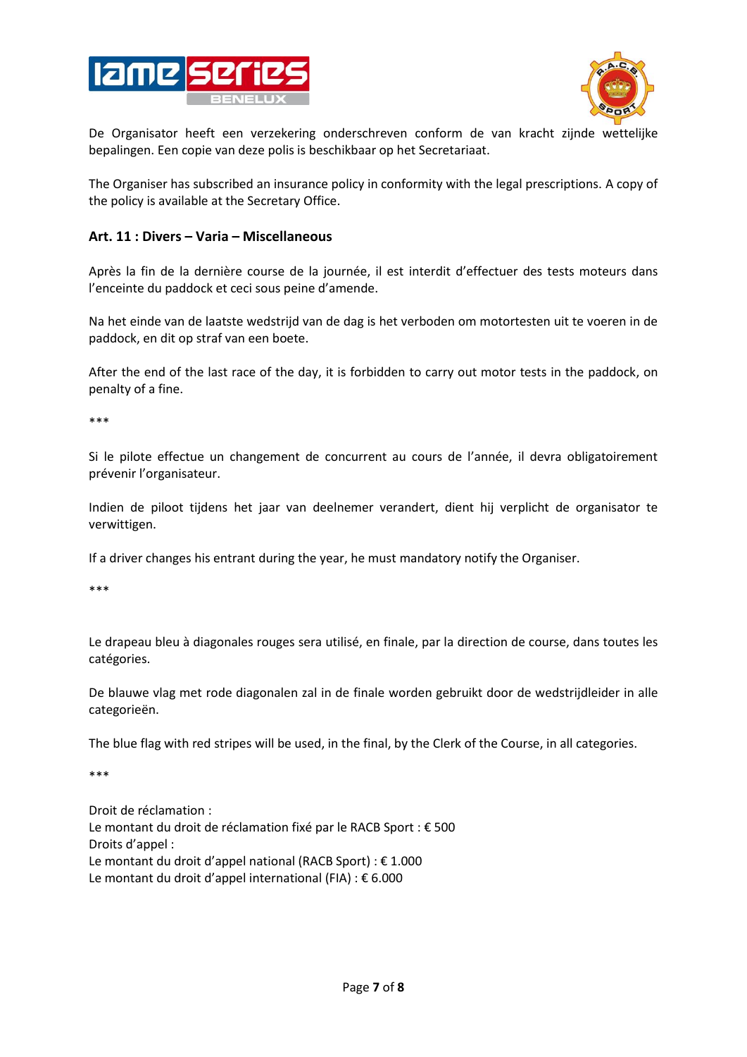De Organisator heeft een verzekering onderschreven conform de van kracht zijnde wettelijke bepalingen. Een copie van deze polis is beschikbaar op het Secretariaat.

The Organiser has subscribed an insurance policy in conformity with the legal prescriptions. A copy of the policy is available at the Secretary Office.

### Art. 11 : Divers – Varia – Miscellaneous

Après la fin de la dernière course de la journée, il est interdit d'effectuer des tests moteurs dans l'enceinte du paddock et ceci sous peine d'amende.

Na het einde van de laatste wedstrijd van de dag is het verboden om motortesten uit te voeren in de paddock, en dit op straf van een boete.

After the end of the last race of the day, it is forbidden to carry out motor tests in the paddock, on penalty of a fine.

***

Si le pilote effectue un changement de concurrent au cours de l'année, il devra obligatoirement prévenir l'organisateur.

Indien de piloot tijdens het jaar van deelnemer verandert, dient hij verplicht de organisator te verwittigen.

If a driver changes his entrant during the year, he must mandatory notify the Organiser.

***

Le drapeau bleu à diagonales rouges sera utilisé, en finale, par la direction de course, dans toutes les catégories.

De blauwe vlag met rode diagonalen zal in de finale worden gebruikt door de wedstrijdleider in alle categorieën.

The blue flag with red stripes will be used, in the final, by the Clerk of the Course, in all categories.

***

Droit de réclamation :
Le montant du droit de réclamation fixé par le RACB Sport : € 500
Droits d'appel :
Le montant du droit d'appel national (RACB Sport) : € 1.000
Le montant du droit d'appel international (FIA) : € 6.000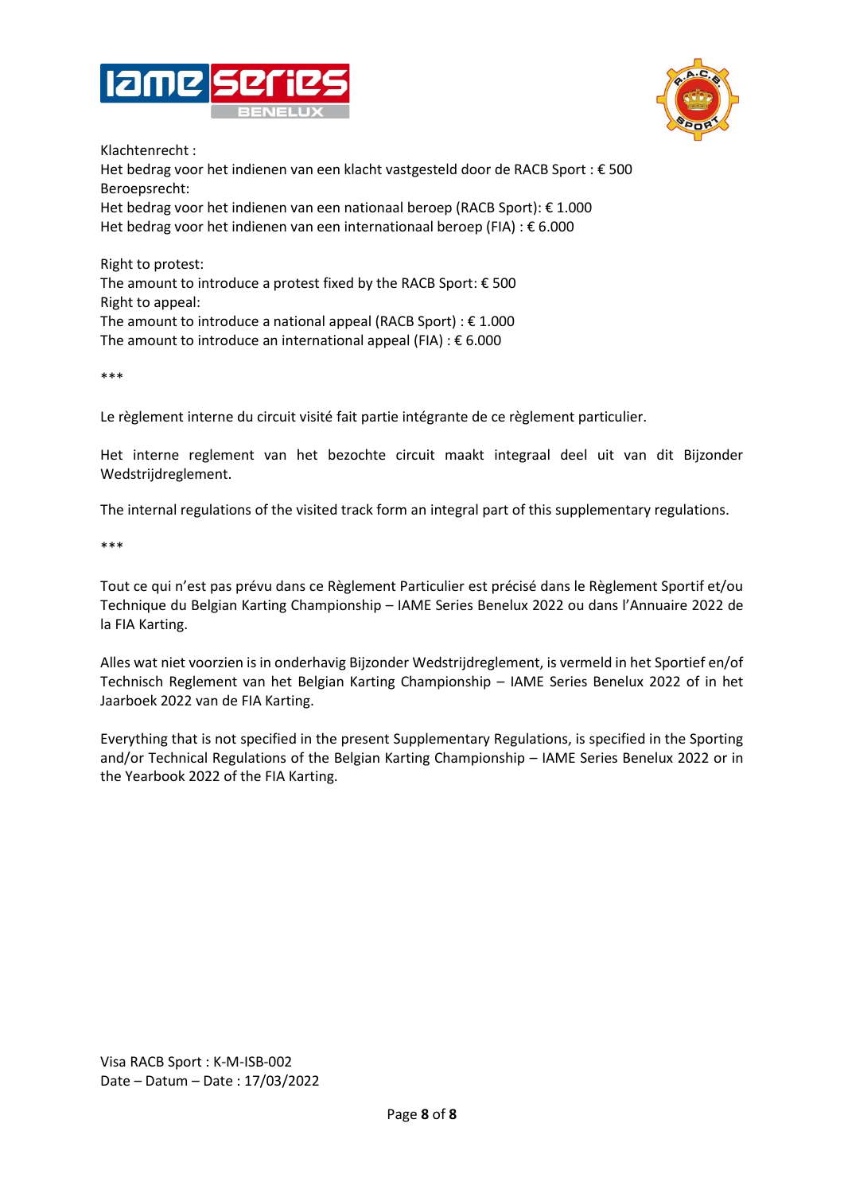Klachtenrecht :
Het bedrag voor het indienen van een klacht vastgesteld door de RACB Sport : € 500
Beroepsrecht:
Het bedrag voor het indienen van een nationaal beroep (RACB Sport): € 1.000
Het bedrag voor het indienen van een internationaal beroep (FIA) : € 6.000

Right to protest:
The amount to introduce a protest fixed by the RACB Sport: € 500
Right to appeal:
The amount to introduce a national appeal (RACB Sport) : € 1.000
The amount to introduce an international appeal (FIA) : € 6.000

***

Le règlement interne du circuit visité fait partie intégrante de ce règlement particulier.

Het interne reglement van het bezochte circuit maakt integraal deel uit van dit Bijzonder Wedstrijdreglement.

The internal regulations of the visited track form an integral part of this supplementary regulations.

***

Tout ce qui n'est pas prévu dans ce Règlement Particulier est précisé dans le Règlement Sportif et/ou Technique du Belgian Karting Championship – IAME Series Benelux 2022 ou dans l'Annuaire 2022 de la FIA Karting.

Alles wat niet voorzien is in onderhavig Bijzonder Wedstrijdreglement, is vermeld in het Sportief en/of Technisch Reglement van het Belgian Karting Championship – IAME Series Benelux 2022 of in het Jaarboek 2022 van de FIA Karting.

Everything that is not specified in the present Supplementary Regulations, is specified in the Sporting and/or Technical Regulations of the Belgian Karting Championship – IAME Series Benelux 2022 or in the Yearbook 2022 of the FIA Karting.

Visa RACB Sport : K-M-ISB-002
Date – Datum – Date : 17/03/2022